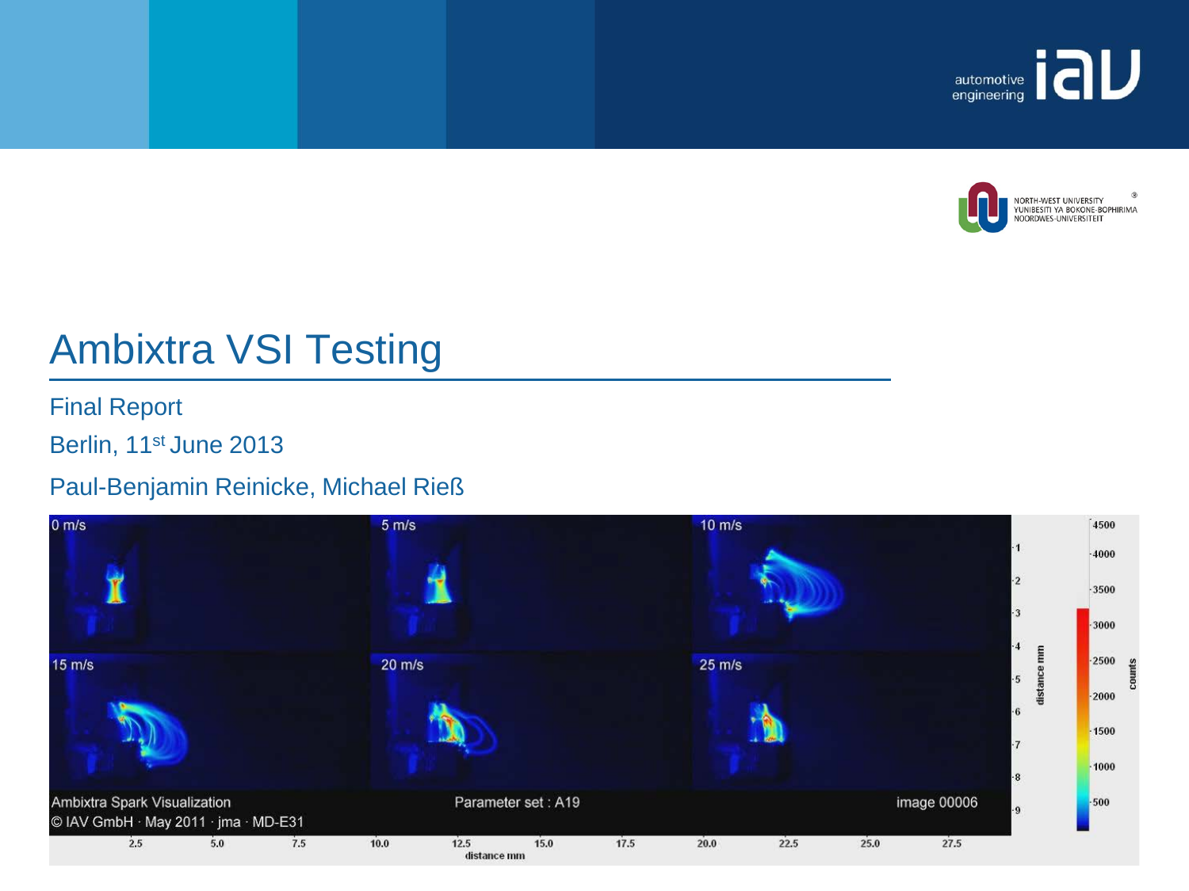# Ambixtra VSI Testing

Final Report

Berlin, 11st June 2013

Paul-Benjamin Reinicke, Michael Rieß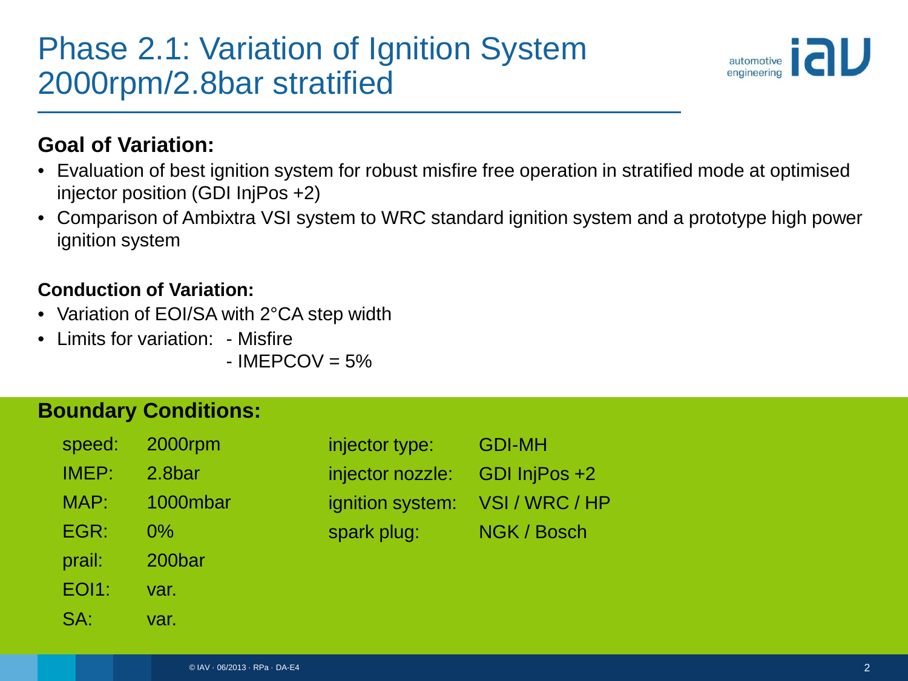# Phase 2.1: Variation of Ignition System 2000rpm/2.8bar stratified

## Goal of Variation:

- Evaluation of best ignition system for robust misfire free operation in stratified mode at optimised injector position (GDI InjPos +2)
- Comparison of Ambixtra VSI system to WRC standard ignition system and a prototype high power ignition system

### Conduction of Variation:

- Variation of EOI/SA with 2°CA step width
- Limits for variation:
  - Misfire
  - IMEPCOV = 5%

### Boundary Conditions:

| | | | |
|---|---|---|---|
| speed: | 2000rpm | injector type: | GDI-MH |
| IMEP: | 2.8bar | injector nozzle: | GDI InjPos +2 |
| MAP: | 1000mbar | ignition system: | VSI / WRC / HP |
| EGR: | 0% | spark plug: | NGK / Bosch |
| prail: | 200bar | | |
| EOI1: | var. | | |
| SA: | var. | | |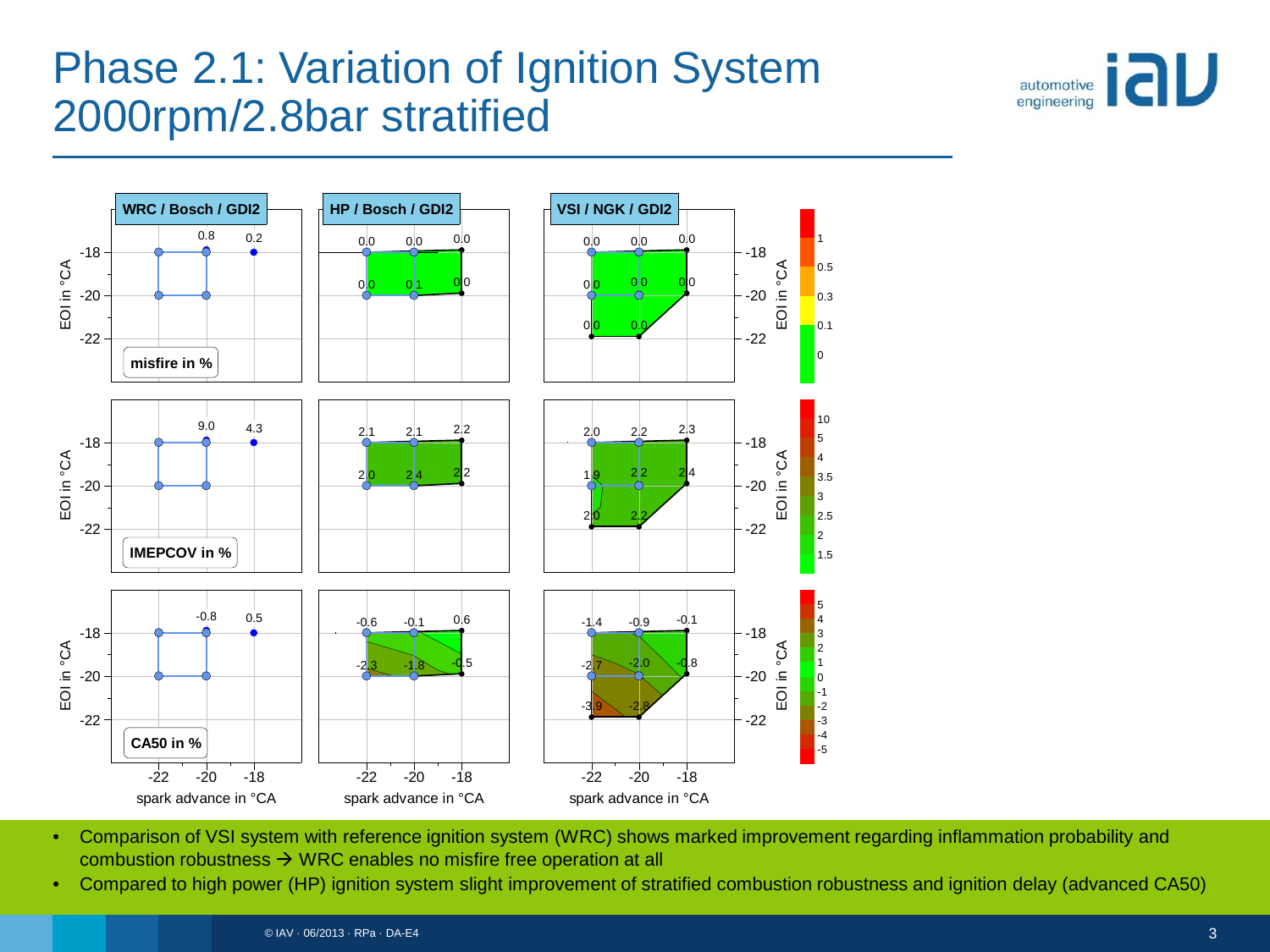# Phase 2.1: Variation of Ignition System 2000rpm/2.8bar stratified

**WRC / Bosch / GDI2** | **HP / Bosch / GDI2** | **VSI / NGK / GDI2**

**misfire in %**

| EOI in °CA | spark advance in °CA | WRC / Bosch / GDI2 | HP / Bosch / GDI2 | VSI / NGK / GDI2 |
|---|---|---|---|---|
| -18 | -22 | | 0.0 | 0.0 |
| -18 | -20 | 0.8 | 0.0 | 0.0 |
| -18 | -18 | 0.2 | 0.0 | 0.0 |
| -20 | -22 | | 0.0 | 0.0 |
| -20 | -20 | | 0.1 | 0.0 |
| -20 | -18 | | 0.0 | 0.0 |
| -22 | -22 | | | 0.0 |
| -22 | -20 | | | 0.0 |

**IMEPCOV in %**

| EOI in °CA | spark advance in °CA | WRC / Bosch / GDI2 | HP / Bosch / GDI2 | VSI / NGK / GDI2 |
|---|---|---|---|---|
| -18 | -22 | | 2.1 | 2.0 |
| -18 | -20 | 9.0 | 2.1 | 2.2 |
| -18 | -18 | 4.3 | 2.2 | 2.3 |
| -20 | -22 | | 2.0 | 1.9 |
| -20 | -20 | | 2.4 | 2.2 |
| -20 | -18 | | 2.2 | 2.4 |
| -22 | -22 | | | 2.0 |
| -22 | -20 | | | 2.2 |

**CA50 in %**

| EOI in °CA | spark advance in °CA | WRC / Bosch / GDI2 | HP / Bosch / GDI2 | VSI / NGK / GDI2 |
|---|---|---|---|---|
| -18 | -22 | | -0.6 | -1.4 |
| -18 | -20 | -0.8 | -0.1 | -0.9 |
| -18 | -18 | 0.5 | 0.6 | -0.1 |
| -20 | -22 | | -2.3 | -2.7 |
| -20 | -20 | | -1.8 | -2.0 |
| -20 | -18 | | -0.5 | -0.8 |
| -22 | -22 | | | -3.9 |
| -22 | -20 | | | -2.8 |

- Comparison of VSI system with reference ignition system (WRC) shows marked improvement regarding inflammation probability and combustion robustness → WRC enables no misfire free operation at all
- Compared to high power (HP) ignition system slight improvement of stratified combustion robustness and ignition delay (advanced CA50)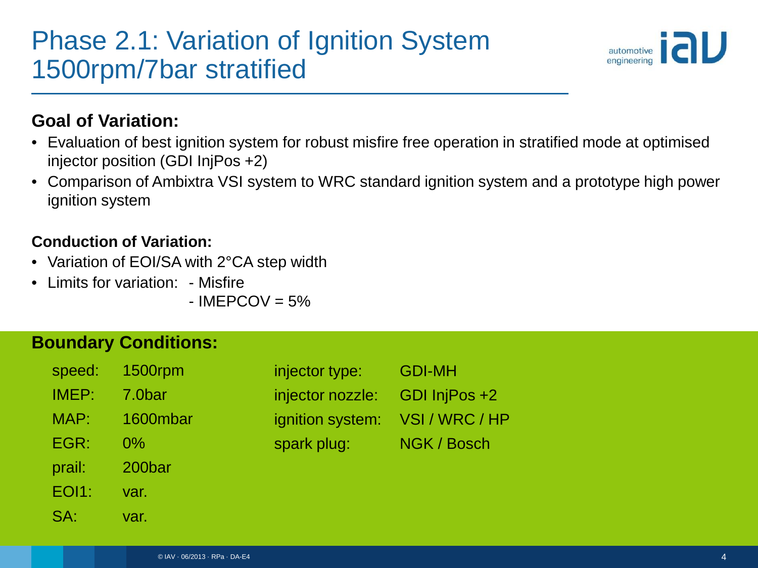# Phase 2.1: Variation of Ignition System 1500rpm/7bar stratified

## Goal of Variation:

- Evaluation of best ignition system for robust misfire free operation in stratified mode at optimised injector position (GDI InjPos +2)
- Comparison of Ambixtra VSI system to WRC standard ignition system and a prototype high power ignition system

### Conduction of Variation:

- Variation of EOI/SA with 2°CA step width
- Limits for variation: - Misfire
  - IMEPCOV = 5%

## Boundary Conditions:

| | | | |
|---|---|---|---|
| speed: | 1500rpm | injector type: | GDI-MH |
| IMEP: | 7.0bar | injector nozzle: | GDI InjPos +2 |
| MAP: | 1600mbar | ignition system: | VSI / WRC / HP |
| EGR: | 0% | spark plug: | NGK / Bosch |
| prail: | 200bar | | |
| EOI1: | var. | | |
| SA: | var. | | |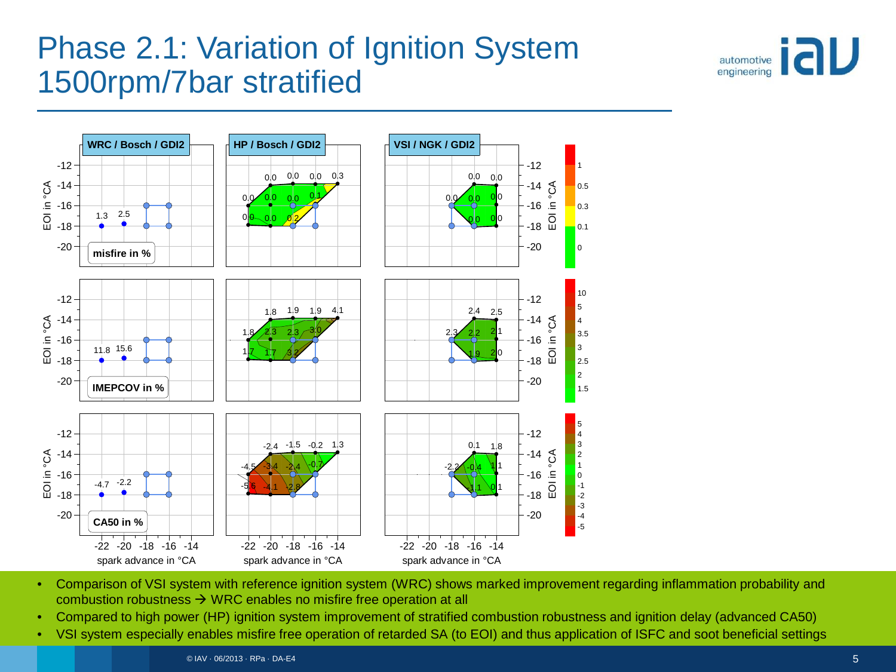# Phase 2.1: Variation of Ignition System 1500rpm/7bar stratified

WRC / Bosch / GDI2

HP / Bosch / GDI2

VSI / NGK / GDI2

misfire in %

IMEPCOV in %

CA50 in %

EOI in °CA

spark advance in °CA

- Comparison of VSI system with reference ignition system (WRC) shows marked improvement regarding inflammation probability and combustion robustness → WRC enables no misfire free operation at all
- Compared to high power (HP) ignition system improvement of stratified combustion robustness and ignition delay (advanced CA50)
- VSI system especially enables misfire free operation of retarded SA (to EOI) and thus application of ISFC and soot beneficial settings

© IAV · 06/2013 · RPa · DA-E4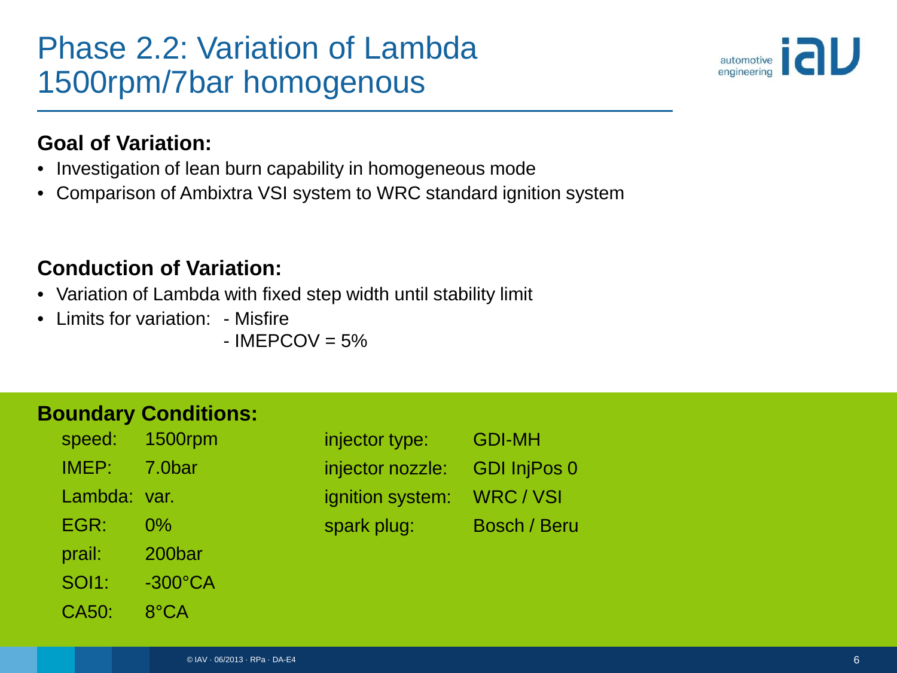# Phase 2.2: Variation of Lambda 1500rpm/7bar homogenous

## Goal of Variation:

- Investigation of lean burn capability in homogeneous mode
- Comparison of Ambixtra VSI system to WRC standard ignition system

## Conduction of Variation:

- Variation of Lambda with fixed step width until stability limit
- Limits for variation: - Misfire
  - IMEPCOV = 5%

## Boundary Conditions:

| | | | |
|---|---|---|---|
| speed: | 1500rpm | injector type: | GDI-MH |
| IMEP: | 7.0bar | injector nozzle: | GDI InjPos 0 |
| Lambda: | var. | ignition system: | WRC / VSI |
| EGR: | 0% | spark plug: | Bosch / Beru |
| prail: | 200bar | | |
| SOI1: | -300°CA | | |
| CA50: | 8°CA | | |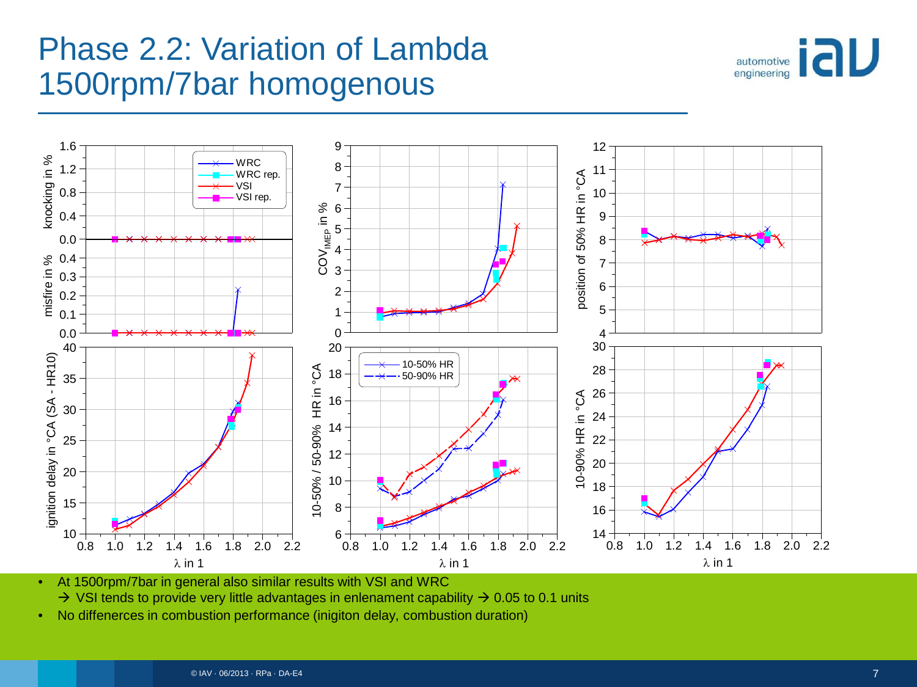# Phase 2.2: Variation of Lambda 1500rpm/7bar homogenous

- At 1500rpm/7bar in general also similar results with VSI and WRC
  → VSI tends to provide very little advantages in enlenament capability → 0.05 to 0.1 units
- No differences in combustion performance (inigiton delay, combustion duration)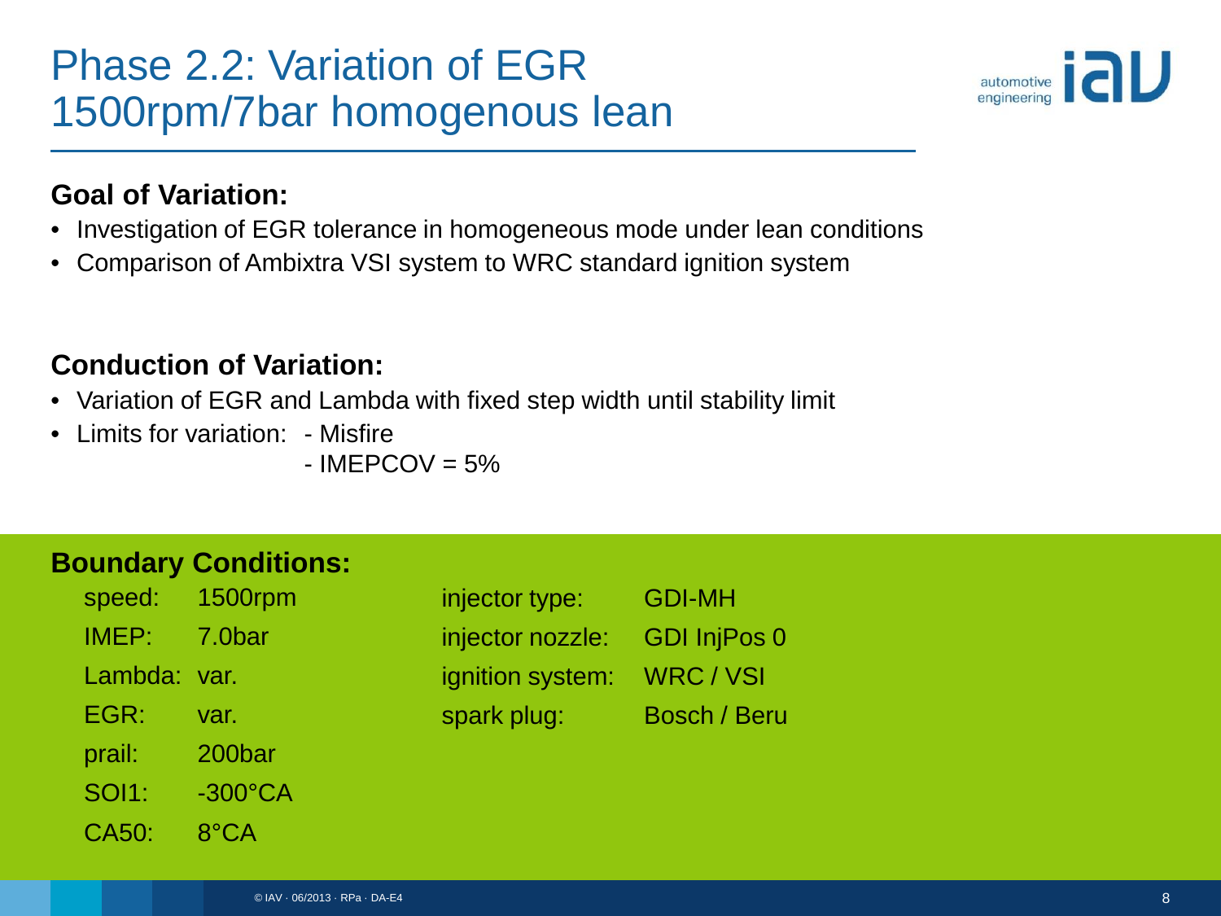# Phase 2.2: Variation of EGR
# 1500rpm/7bar homogenous lean

**Goal of Variation:**

- Investigation of EGR tolerance in homogeneous mode under lean conditions
- Comparison of Ambixtra VSI system to WRC standard ignition system

**Conduction of Variation:**

- Variation of EGR and Lambda with fixed step width until stability limit
- Limits for variation: - Misfire
  - IMEPCOV = 5%

**Boundary Conditions:**

| | | | |
|---|---|---|---|
| speed: | 1500rpm | injector type: | GDI-MH |
| IMEP: | 7.0bar | injector nozzle: | GDI InjPos 0 |
| Lambda: | var. | ignition system: | WRC / VSI |
| EGR: | var. | spark plug: | Bosch / Beru |
| prail: | 200bar | | |
| SOI1: | -300°CA | | |
| CA50: | 8°CA | | |

© IAV · 06/2013 · RPa · DA-E4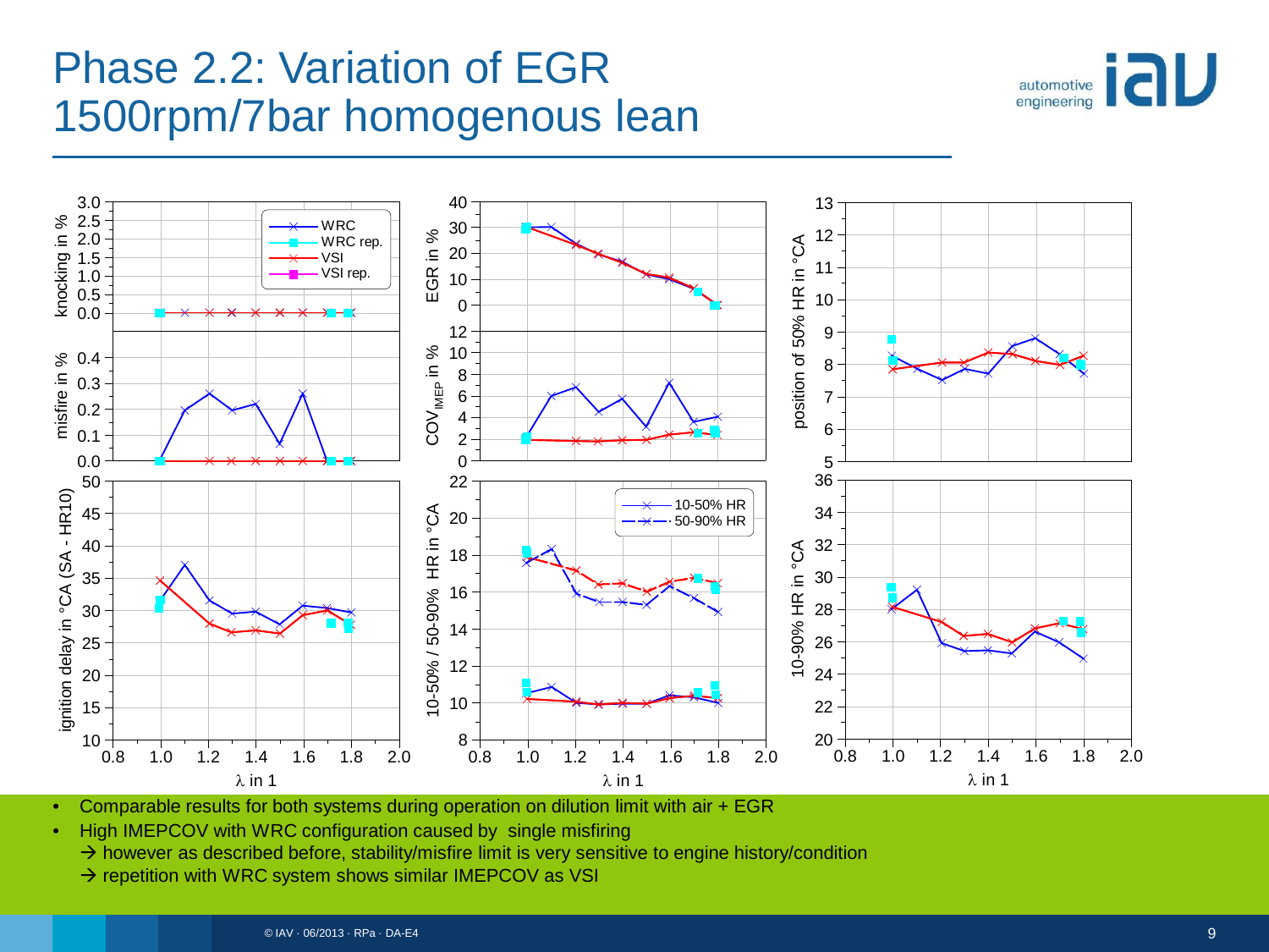# Phase 2.2: Variation of EGR
# 1500rpm/7bar homogenous lean

- Comparable results for both systems during operation on dilution limit with air + EGR
- High IMEPCOV with WRC configuration caused by single misfiring
  → however as described before, stability/misfire limit is very sensitive to engine history/condition
  → repetition with WRC system shows similar IMEPCOV as VSI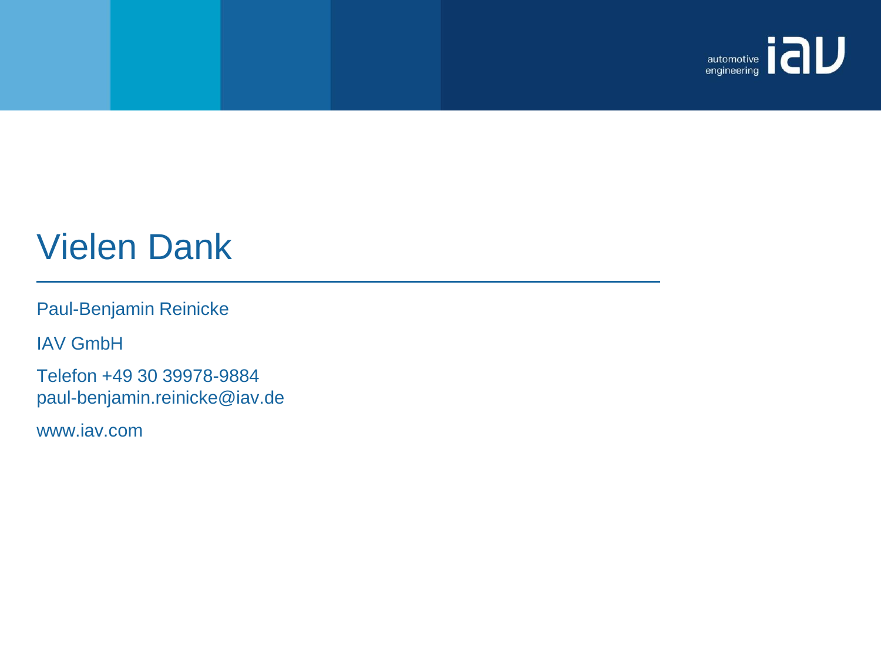# Vielen Dank

Paul-Benjamin Reinicke

IAV GmbH

Telefon +49 30 39978-9884
paul-benjamin.reinicke@iav.de

www.iav.com